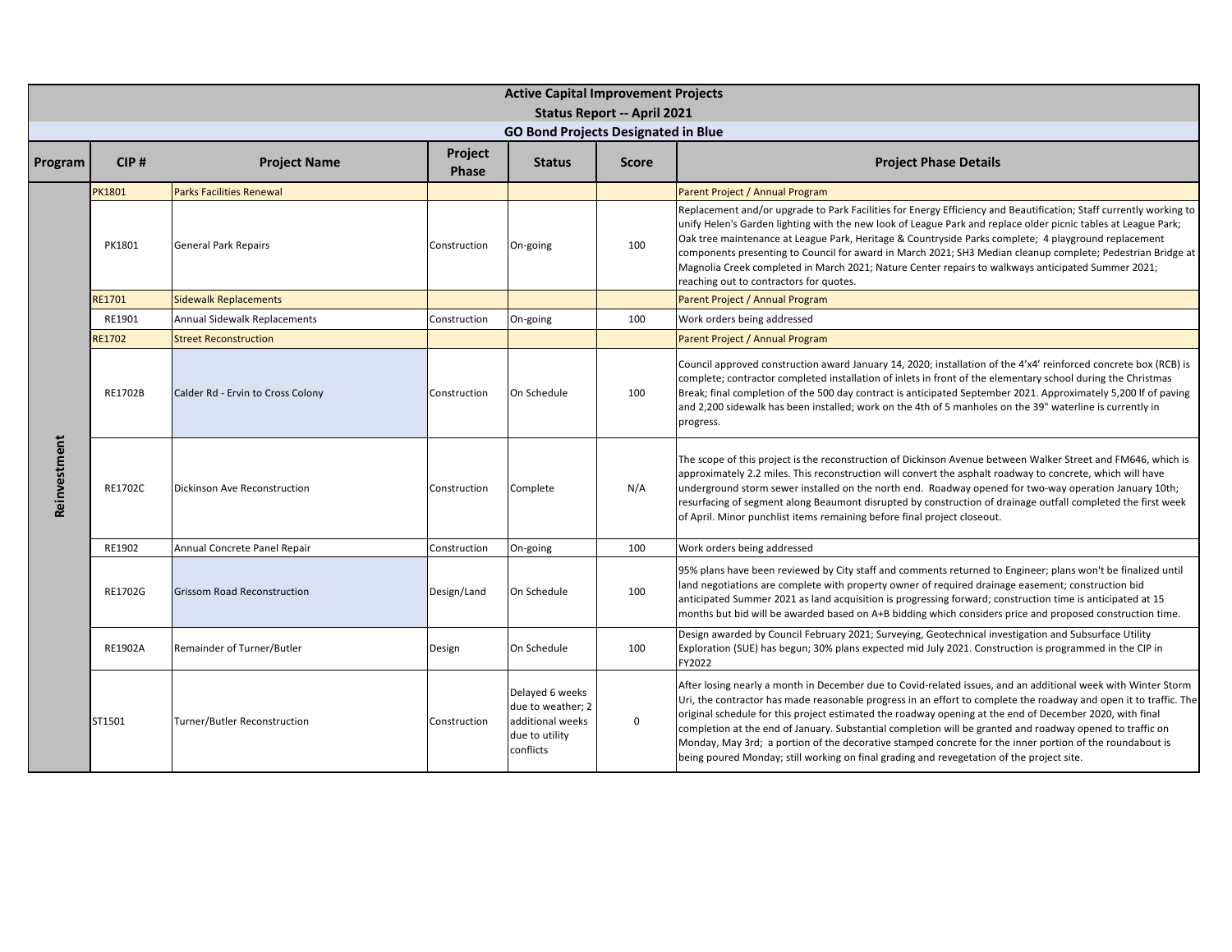# Active Capital Improvement Projects

## Status Report -- April 2021

### GO Bond Projects Designated in Blue

| Program | CIP # | Project Name | Project Phase | Status | Score | Project Phase Details |
|---|---|---|---|---|---|---|
| Reinvestment | PK1801 | Parks Facilities Renewal | | | | Parent Project / Annual Program |
| | PK1801 | General Park Repairs | Construction | On-going | 100 | Replacement and/or upgrade to Park Facilities for Energy Efficiency and Beautification; Staff currently working to unify Helen's Garden lighting with the new look of League Park and replace older picnic tables at League Park; Oak tree maintenance at League Park, Heritage & Countryside Parks complete; 4 playground replacement components presenting to Council for award in March 2021; SH3 Median cleanup complete; Pedestrian Bridge at Magnolia Creek completed in March 2021; Nature Center repairs to walkways anticipated Summer 2021; reaching out to contractors for quotes. |
| | RE1701 | Sidewalk Replacements | | | | Parent Project / Annual Program |
| | RE1901 | Annual Sidewalk Replacements | Construction | On-going | 100 | Work orders being addressed |
| | RE1702 | Street Reconstruction | | | | Parent Project / Annual Program |
| | RE1702B | Calder Rd - Ervin to Cross Colony | Construction | On Schedule | 100 | Council approved construction award January 14, 2020; installation of the 4'x4' reinforced concrete box (RCB) is complete; contractor completed installation of inlets in front of the elementary school during the Christmas Break; final completion of the 500 day contract is anticipated September 2021. Approximately 5,200 lf of paving and 2,200 sidewalk has been installed; work on the 4th of 5 manholes on the 39" waterline is currently in progress. |
| | RE1702C | Dickinson Ave Reconstruction | Construction | Complete | N/A | The scope of this project is the reconstruction of Dickinson Avenue between Walker Street and FM646, which is approximately 2.2 miles. This reconstruction will convert the asphalt roadway to concrete, which will have underground storm sewer installed on the north end. Roadway opened for two-way operation January 10th; resurfacing of segment along Beaumont disrupted by construction of drainage outfall completed the first week of April. Minor punchlist items remaining before final project closeout. |
| | RE1902 | Annual Concrete Panel Repair | Construction | On-going | 100 | Work orders being addressed |
| | RE1702G | Grissom Road Reconstruction | Design/Land | On Schedule | 100 | 95% plans have been reviewed by City staff and comments returned to Engineer; plans won't be finalized until land negotiations are complete with property owner of required drainage easement; construction bid anticipated Summer 2021 as land acquisition is progressing forward; construction time is anticipated at 15 months but bid will be awarded based on A+B bidding which considers price and proposed construction time. |
| | RE1902A | Remainder of Turner/Butler | Design | On Schedule | 100 | Design awarded by Council February 2021; Surveying, Geotechnical investigation and Subsurface Utility Exploration (SUE) has begun; 30% plans expected mid July 2021. Construction is programmed in the CIP in FY2022 |
| | ST1501 | Turner/Butler Reconstruction | Construction | Delayed 6 weeks due to weather; 2 additional weeks due to utility conflicts | 0 | After losing nearly a month in December due to Covid-related issues, and an additional week with Winter Storm Uri, the contractor has made reasonable progress in an effort to complete the roadway and open it to traffic. The original schedule for this project estimated the roadway opening at the end of December 2020, with final completion at the end of January. Substantial completion will be granted and roadway opened to traffic on Monday, May 3rd; a portion of the decorative stamped concrete for the inner portion of the roundabout is being poured Monday; still working on final grading and revegetation of the project site. |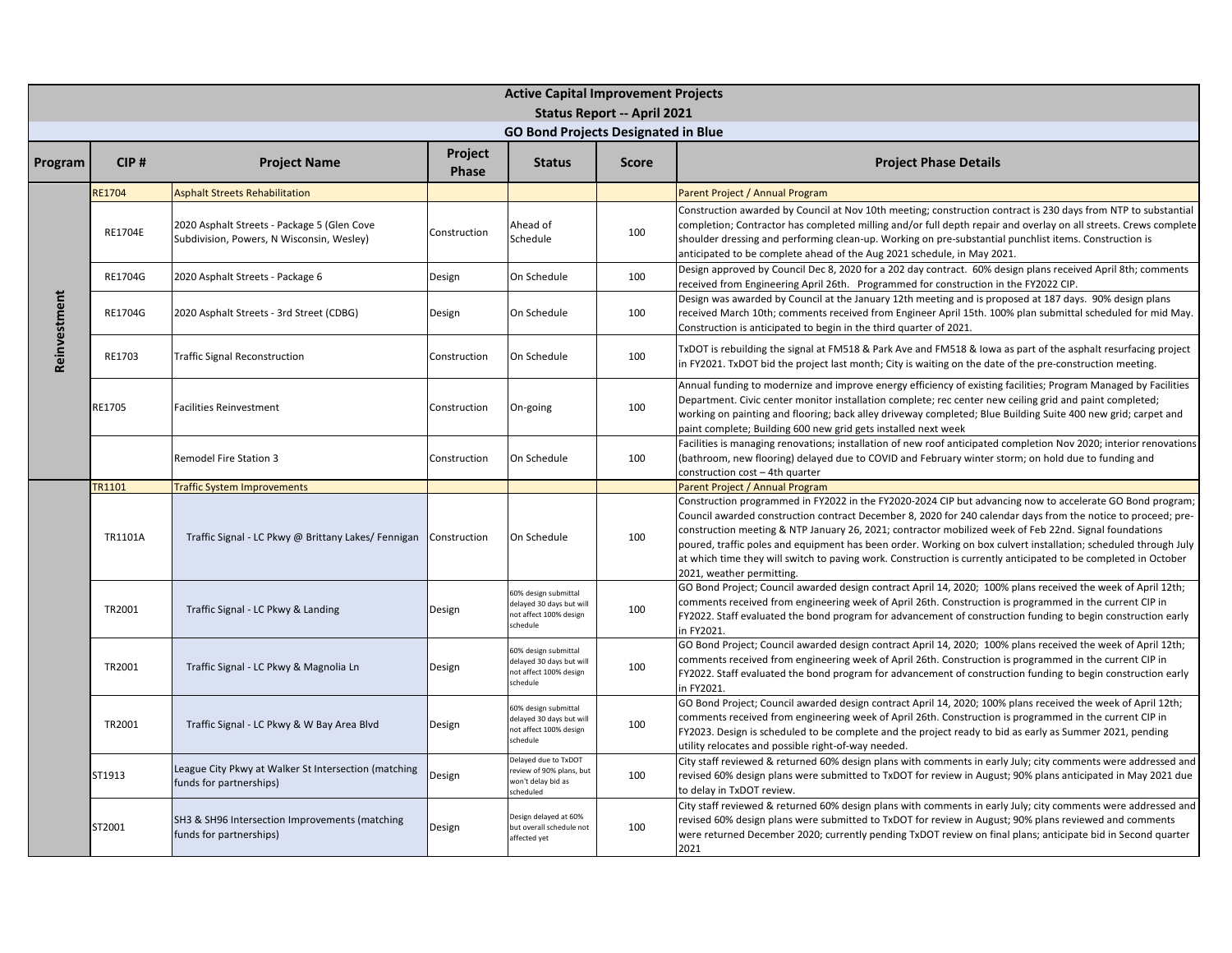# Active Capital Improvement Projects

## Status Report -- April 2021

### GO Bond Projects Designated in Blue

| Program | CIP # | Project Name | Project Phase | Status | Score | Project Phase Details |
|---|---|---|---|---|---|---|
| Reinvestment | RE1704 | Asphalt Streets Rehabilitation | | | | Parent Project / Annual Program |
| | RE1704E | 2020 Asphalt Streets - Package 5 (Glen Cove Subdivision, Powers, N Wisconsin, Wesley) | Construction | Ahead of Schedule | 100 | Construction awarded by Council at Nov 10th meeting; construction contract is 230 days from NTP to substantial completion; Contractor has completed milling and/or full depth repair and overlay on all streets. Crews complete shoulder dressing and performing clean-up. Working on pre-substantial punchlist items. Construction is anticipated to be complete ahead of the Aug 2021 schedule, in May 2021. |
| | RE1704G | 2020 Asphalt Streets - Package 6 | Design | On Schedule | 100 | Design approved by Council Dec 8, 2020 for a 202 day contract. 60% design plans received April 8th; comments received from Engineering April 26th. Programmed for construction in the FY2022 CIP. |
| | RE1704G | 2020 Asphalt Streets - 3rd Street (CDBG) | Design | On Schedule | 100 | Design was awarded by Council at the January 12th meeting and is proposed at 187 days. 90% design plans received March 10th; comments received from Engineer April 15th. 100% plan submittal scheduled for mid May. Construction is anticipated to begin in the third quarter of 2021. |
| | RE1703 | Traffic Signal Reconstruction | Construction | On Schedule | 100 | TxDOT is rebuilding the signal at FM518 & Park Ave and FM518 & Iowa as part of the asphalt resurfacing project in FY2021. TxDOT bid the project last month; City is waiting on the date of the pre-construction meeting. |
| | RE1705 | Facilities Reinvestment | Construction | On-going | 100 | Annual funding to modernize and improve energy efficiency of existing facilities; Program Managed by Facilities Department. Civic center monitor installation complete; rec center new ceiling grid and paint completed; working on painting and flooring; back alley driveway completed; Blue Building Suite 400 new grid; carpet and paint complete; Building 600 new grid gets installed next week |
| | | Remodel Fire Station 3 | Construction | On Schedule | 100 | Facilities is managing renovations; installation of new roof anticipated completion Nov 2020; interior renovations (bathroom, new flooring) delayed due to COVID and February winter storm; on hold due to funding and construction cost – 4th quarter |
| | TR1101 | Traffic System Improvements | | | | Parent Project / Annual Program |
| | TR1101A | Traffic Signal - LC Pkwy @ Brittany Lakes/ Fennigan | Construction | On Schedule | 100 | Construction programmed in FY2022 in the FY2020-2024 CIP but advancing now to accelerate GO Bond program; Council awarded construction contract December 8, 2020 for 240 calendar days from the notice to proceed; pre-construction meeting & NTP January 26, 2021; contractor mobilized week of Feb 22nd. Signal foundations poured, traffic poles and equipment has been order. Working on box culvert installation; scheduled through July at which time they will switch to paving work. Construction is currently anticipated to be completed in October 2021, weather permitting. |
| | TR2001 | Traffic Signal - LC Pkwy & Landing | Design | 60% design submittal delayed 30 days but will not affect 100% design schedule | 100 | GO Bond Project; Council awarded design contract April 14, 2020; 100% plans received the week of April 12th; comments received from engineering week of April 26th. Construction is programmed in the current CIP in FY2022. Staff evaluated the bond program for advancement of construction funding to begin construction early in FY2021. |
| | TR2001 | Traffic Signal - LC Pkwy & Magnolia Ln | Design | 60% design submittal delayed 30 days but will not affect 100% design schedule | 100 | GO Bond Project; Council awarded design contract April 14, 2020; 100% plans received the week of April 12th; comments received from engineering week of April 26th. Construction is programmed in the current CIP in FY2022. Staff evaluated the bond program for advancement of construction funding to begin construction early in FY2021. |
| | TR2001 | Traffic Signal - LC Pkwy & W Bay Area Blvd | Design | 60% design submittal delayed 30 days but will not affect 100% design schedule | 100 | GO Bond Project; Council awarded design contract April 14, 2020; 100% plans received the week of April 12th; comments received from engineering week of April 26th. Construction is programmed in the current CIP in FY2023. Design is scheduled to be complete and the project ready to bid as early as Summer 2021, pending utility relocates and possible right-of-way needed. |
| | ST1913 | League City Pkwy at Walker St Intersection (matching funds for partnerships) | Design | Delayed due to TxDOT review of 90% plans, but won't delay bid as scheduled | 100 | City staff reviewed & returned 60% design plans with comments in early July; city comments were addressed and revised 60% design plans were submitted to TxDOT for review in August; 90% plans anticipated in May 2021 due to delay in TxDOT review. |
| | ST2001 | SH3 & SH96 Intersection Improvements (matching funds for partnerships) | Design | Design delayed at 60% but overall schedule not affected yet | 100 | City staff reviewed & returned 60% design plans with comments in early July; city comments were addressed and revised 60% design plans were submitted to TxDOT for review in August; 90% plans reviewed and comments were returned December 2020; currently pending TxDOT review on final plans; anticipate bid in Second quarter 2021 |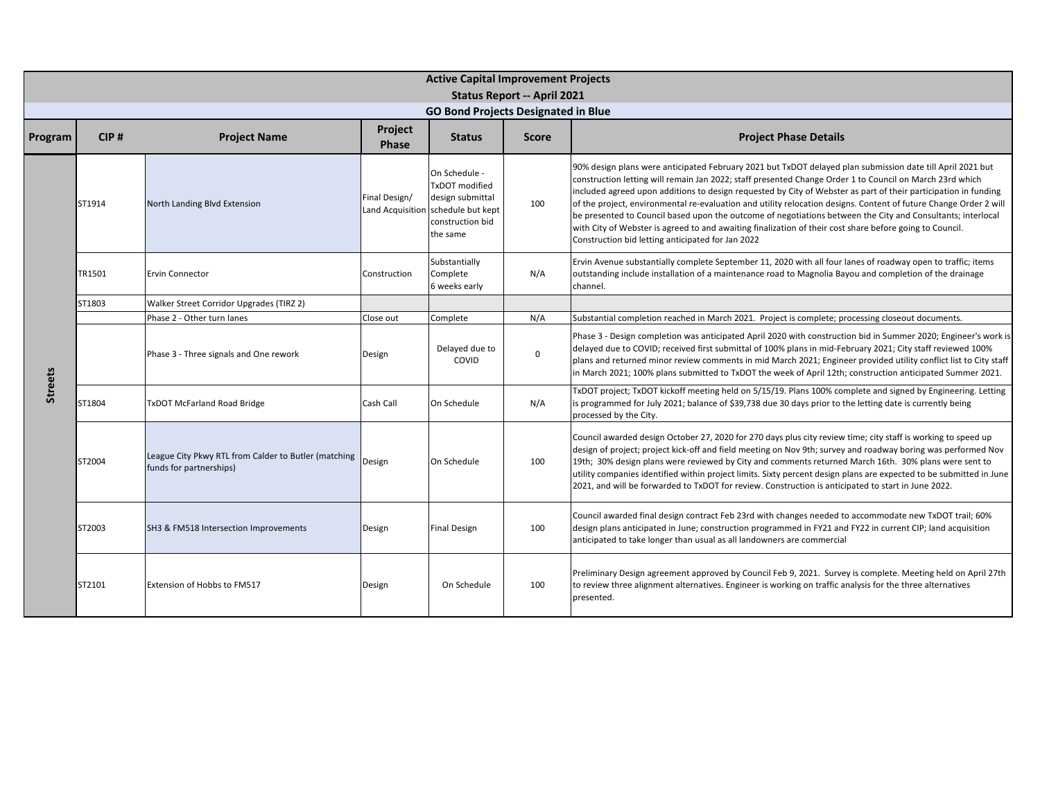# Active Capital Improvement Projects

## Status Report -- April 2021

### GO Bond Projects Designated in Blue

| Program | CIP # | Project Name | Project Phase | Status | Score | Project Phase Details |
|---|---|---|---|---|---|---|
| Streets | ST1914 | North Landing Blvd Extension | Final Design/ Land Acquisition | On Schedule - TxDOT modified design submittal schedule but kept construction bid the same | 100 | 90% design plans were anticipated February 2021 but TxDOT delayed plan submission date till April 2021 but construction letting will remain Jan 2022; staff presented Change Order 1 to Council on March 23rd which included agreed upon additions to design requested by City of Webster as part of their participation in funding of the project, environmental re-evaluation and utility relocation designs. Content of future Change Order 2 will be presented to Council based upon the outcome of negotiations between the City and Consultants; interlocal with City of Webster is agreed to and awaiting finalization of their cost share before going to Council. Construction bid letting anticipated for Jan 2022 |
| | TR1501 | Ervin Connector | Construction | Substantially Complete 6 weeks early | N/A | Ervin Avenue substantially complete September 11, 2020 with all four lanes of roadway open to traffic; items outstanding include installation of a maintenance road to Magnolia Bayou and completion of the drainage channel. |
| | ST1803 | Walker Street Corridor Upgrades (TIRZ 2) | | | | |
| | | Phase 2 - Other turn lanes | Close out | Complete | N/A | Substantial completion reached in March 2021. Project is complete; processing closeout documents. |
| | | Phase 3 - Three signals and One rework | Design | Delayed due to COVID | 0 | Phase 3 - Design completion was anticipated April 2020 with construction bid in Summer 2020; Engineer's work is delayed due to COVID; received first submittal of 100% plans in mid-February 2021; City staff reviewed 100% plans and returned minor review comments in mid March 2021; Engineer provided utility conflict list to City staff in March 2021; 100% plans submitted to TxDOT the week of April 12th; construction anticipated Summer 2021. |
| | ST1804 | TxDOT McFarland Road Bridge | Cash Call | On Schedule | N/A | TxDOT project; TxDOT kickoff meeting held on 5/15/19. Plans 100% complete and signed by Engineering. Letting is programmed for July 2021; balance of $39,738 due 30 days prior to the letting date is currently being processed by the City. |
| | ST2004 | League City Pkwy RTL from Calder to Butler (matching funds for partnerships) | Design | On Schedule | 100 | Council awarded design October 27, 2020 for 270 days plus city review time; city staff is working to speed up design of project; project kick-off and field meeting on Nov 9th; survey and roadway boring was performed Nov 19th; 30% design plans were reviewed by City and comments returned March 16th. 30% plans were sent to utility companies identified within project limits. Sixty percent design plans are expected to be submitted in June 2021, and will be forwarded to TxDOT for review. Construction is anticipated to start in June 2022. |
| | ST2003 | SH3 & FM518 Intersection Improvements | Design | Final Design | 100 | Council awarded final design contract Feb 23rd with changes needed to accommodate new TxDOT trail; 60% design plans anticipated in June; construction programmed in FY21 and FY22 in current CIP; land acquisition anticipated to take longer than usual as all landowners are commercial |
| | ST2101 | Extension of Hobbs to FM517 | Design | On Schedule | 100 | Preliminary Design agreement approved by Council Feb 9, 2021. Survey is complete. Meeting held on April 27th to review three alignment alternatives. Engineer is working on traffic analysis for the three alternatives presented. |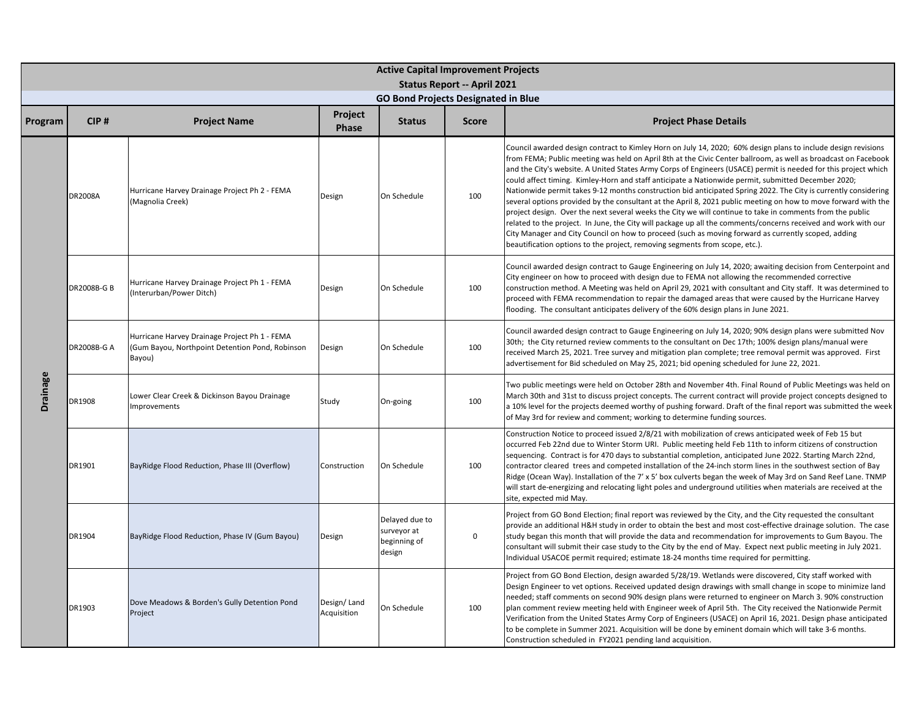## Active Capital Improvement Projects

### Status Report -- April 2021

#### GO Bond Projects Designated in Blue

| Program | CIP # | Project Name | Project Phase | Status | Score | Project Phase Details |
|---|---|---|---|---|---|---|
| Drainage | DR2008A | Hurricane Harvey Drainage Project Ph 2 - FEMA (Magnolia Creek) | Design | On Schedule | 100 | Council awarded design contract to Kimley Horn on July 14, 2020; 60% design plans to include design revisions from FEMA; Public meeting was held on April 8th at the Civic Center ballroom, as well as broadcast on Facebook and the City's website. A United States Army Corps of Engineers (USACE) permit is needed for this project which could affect timing. Kimley-Horn and staff anticipate a Nationwide permit, submitted December 2020; Nationwide permit takes 9-12 months construction bid anticipated Spring 2022. The City is currently considering several options provided by the consultant at the April 8, 2021 public meeting on how to move forward with the project design. Over the next several weeks the City we will continue to take in comments from the public related to the project. In June, the City will package up all the comments/concerns received and work with our City Manager and City Council on how to proceed (such as moving forward as currently scoped, adding beautification options to the project, removing segments from scope, etc.). |
| Drainage | DR2008B-G B | Hurricane Harvey Drainage Project Ph 1 - FEMA (Interurban/Power Ditch) | Design | On Schedule | 100 | Council awarded design contract to Gauge Engineering on July 14, 2020; awaiting decision from Centerpoint and City engineer on how to proceed with design due to FEMA not allowing the recommended corrective construction method. A Meeting was held on April 29, 2021 with consultant and City staff. It was determined to proceed with FEMA recommendation to repair the damaged areas that were caused by the Hurricane Harvey flooding. The consultant anticipates delivery of the 60% design plans in June 2021. |
| Drainage | DR2008B-G A | Hurricane Harvey Drainage Project Ph 1 - FEMA (Gum Bayou, Northpoint Detention Pond, Robinson Bayou) | Design | On Schedule | 100 | Council awarded design contract to Gauge Engineering on July 14, 2020; 90% design plans were submitted Nov 30th; the City returned review comments to the consultant on Dec 17th; 100% design plans/manual were received March 25, 2021. Tree survey and mitigation plan complete; tree removal permit was approved. First advertisement for Bid scheduled on May 25, 2021; bid opening scheduled for June 22, 2021. |
| Drainage | DR1908 | Lower Clear Creek & Dickinson Bayou Drainage Improvements | Study | On-going | 100 | Two public meetings were held on October 28th and November 4th. Final Round of Public Meetings was held on March 30th and 31st to discuss project concepts. The current contract will provide project concepts designed to a 10% level for the projects deemed worthy of pushing forward. Draft of the final report was submitted the week of May 3rd for review and comment; working to determine funding sources. |
| Drainage | DR1901 | BayRidge Flood Reduction, Phase III (Overflow) | Construction | On Schedule | 100 | Construction Notice to proceed issued 2/8/21 with mobilization of crews anticipated week of Feb 15 but occurred Feb 22nd due to Winter Storm URI. Public meeting held Feb 11th to inform citizens of construction sequencing. Contract is for 470 days to substantial completion, anticipated June 2022. Starting March 22nd, contractor cleared trees and competed installation of the 24-inch storm lines in the southwest section of Bay Ridge (Ocean Way). Installation of the 7' x 5' box culverts began the week of May 3rd on Sand Reef Lane. TNMP will start de-energizing and relocating light poles and underground utilities when materials are received at the site, expected mid May. |
| Drainage | DR1904 | BayRidge Flood Reduction, Phase IV (Gum Bayou) | Design | Delayed due to surveyor at beginning of design | 0 | Project from GO Bond Election; final report was reviewed by the City, and the City requested the consultant provide an additional H&H study in order to obtain the best and most cost-effective drainage solution. The case study began this month that will provide the data and recommendation for improvements to Gum Bayou. The consultant will submit their case study to the City by the end of May. Expect next public meeting in July 2021. Individual USACOE permit required; estimate 18-24 months time required for permitting. |
| Drainage | DR1903 | Dove Meadows & Borden's Gully Detention Pond Project | Design/ Land Acquisition | On Schedule | 100 | Project from GO Bond Election, design awarded 5/28/19. Wetlands were discovered, City staff worked with Design Engineer to vet options. Received updated design drawings with small change in scope to minimize land needed; staff comments on second 90% design plans were returned to engineer on March 3. 90% construction plan comment review meeting held with Engineer week of April 5th. The City received the Nationwide Permit Verification from the United States Army Corp of Engineers (USACE) on April 16, 2021. Design phase anticipated to be complete in Summer 2021. Acquisition will be done by eminent domain which will take 3-6 months. Construction scheduled in FY2021 pending land acquisition. |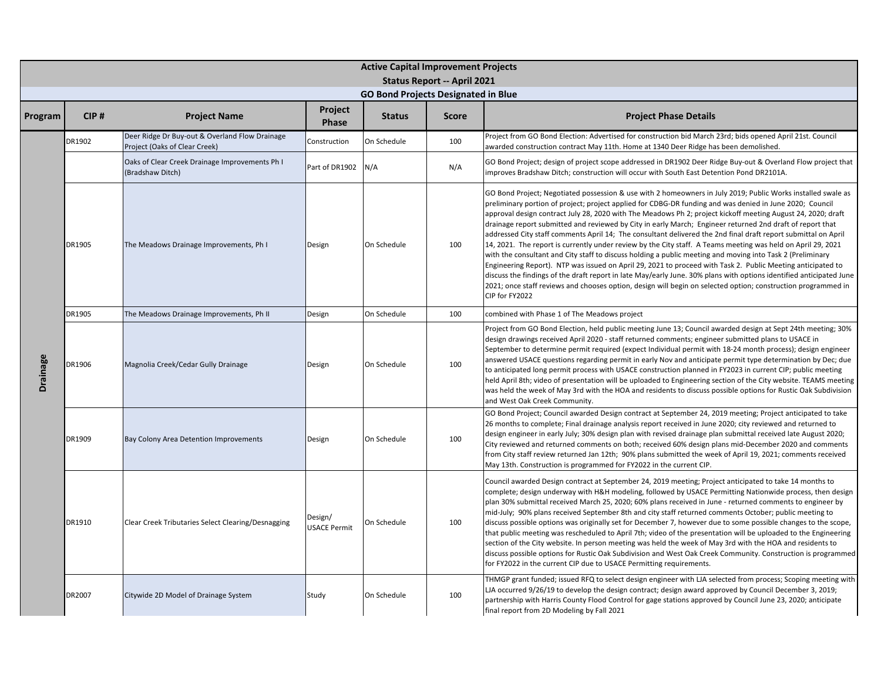# Active Capital Improvement Projects

## Status Report -- April 2021

### GO Bond Projects Designated in Blue

| Program | CIP # | Project Name | Project Phase | Status | Score | Project Phase Details |
|---|---|---|---|---|---|---|
| Drainage | DR1902 | Deer Ridge Dr Buy-out & Overland Flow Drainage Project (Oaks of Clear Creek) | Construction | On Schedule | 100 | Project from GO Bond Election: Advertised for construction bid March 23rd; bids opened April 21st. Council awarded construction contract May 11th. Home at 1340 Deer Ridge has been demolished. |
| | | Oaks of Clear Creek Drainage Improvements Ph I (Bradshaw Ditch) | Part of DR1902 | N/A | N/A | GO Bond Project; design of project scope addressed in DR1902 Deer Ridge Buy-out & Overland Flow project that improves Bradshaw Ditch; construction will occur with South East Detention Pond DR2101A. |
| | DR1905 | The Meadows Drainage Improvements, Ph I | Design | On Schedule | 100 | GO Bond Project; Negotiated possession & use with 2 homeowners in July 2019; Public Works installed swale as preliminary portion of project; project applied for CDBG-DR funding and was denied in June 2020; Council approval design contract July 28, 2020 with The Meadows Ph 2; project kickoff meeting August 24, 2020; draft drainage report submitted and reviewed by City in early March; Engineer returned 2nd draft of report that addressed City staff comments April 14; The consultant delivered the 2nd final draft report submittal on April 14, 2021. The report is currently under review by the City staff. A Teams meeting was held on April 29, 2021 with the consultant and City staff to discuss holding a public meeting and moving into Task 2 (Preliminary Engineering Report). NTP was issued on April 29, 2021 to proceed with Task 2. Public Meeting anticipated to discuss the findings of the draft report in late May/early June. 30% plans with options identified anticipated June 2021; once staff reviews and chooses option, design will begin on selected option; construction programmed in CIP for FY2022 |
| | DR1905 | The Meadows Drainage Improvements, Ph II | Design | On Schedule | 100 | combined with Phase 1 of The Meadows project |
| | DR1906 | Magnolia Creek/Cedar Gully Drainage | Design | On Schedule | 100 | Project from GO Bond Election, held public meeting June 13; Council awarded design at Sept 24th meeting; 30% design drawings received April 2020 - staff returned comments; engineer submitted plans to USACE in September to determine permit required (expect Individual permit with 18-24 month process); design engineer answered USACE questions regarding permit in early Nov and anticipate permit type determination by Dec; due to anticipated long permit process with USACE construction planned in FY2023 in current CIP; public meeting held April 8th; video of presentation will be uploaded to Engineering section of the City website. TEAMS meeting was held the week of May 3rd with the HOA and residents to discuss possible options for Rustic Oak Subdivision and West Oak Creek Community. |
| | DR1909 | Bay Colony Area Detention Improvements | Design | On Schedule | 100 | GO Bond Project; Council awarded Design contract at September 24, 2019 meeting; Project anticipated to take 26 months to complete; Final drainage analysis report received in June 2020; city reviewed and returned to design engineer in early July; 30% design plan with revised drainage plan submittal received late August 2020; City reviewed and returned comments on both; received 60% design plans mid-December 2020 and comments from City staff review returned Jan 12th; 90% plans submitted the week of April 19, 2021; comments received May 13th. Construction is programmed for FY2022 in the current CIP. |
| | DR1910 | Clear Creek Tributaries Select Clearing/Desnagging | Design/ USACE Permit | On Schedule | 100 | Council awarded Design contract at September 24, 2019 meeting; Project anticipated to take 14 months to complete; design underway with H&H modeling, followed by USACE Permitting Nationwide process, then design plan 30% submittal received March 25, 2020; 60% plans received in June - returned comments to engineer by mid-July; 90% plans received September 8th and city staff returned comments October; public meeting to discuss possible options was originally set for December 7, however due to some possible changes to the scope, that public meeting was rescheduled to April 7th; video of the presentation will be uploaded to the Engineering section of the City website. In person meeting was held the week of May 3rd with the HOA and residents to discuss possible options for Rustic Oak Subdivision and West Oak Creek Community. Construction is programmed for FY2022 in the current CIP due to USACE Permitting requirements. |
| | DR2007 | Citywide 2D Model of Drainage System | Study | On Schedule | 100 | THMGP grant funded; issued RFQ to select design engineer with LJA selected from process; Scoping meeting with LJA occurred 9/26/19 to develop the design contract; design award approved by Council December 3, 2019; partnership with Harris County Flood Control for gage stations approved by Council June 23, 2020; anticipate final report from 2D Modeling by Fall 2021 |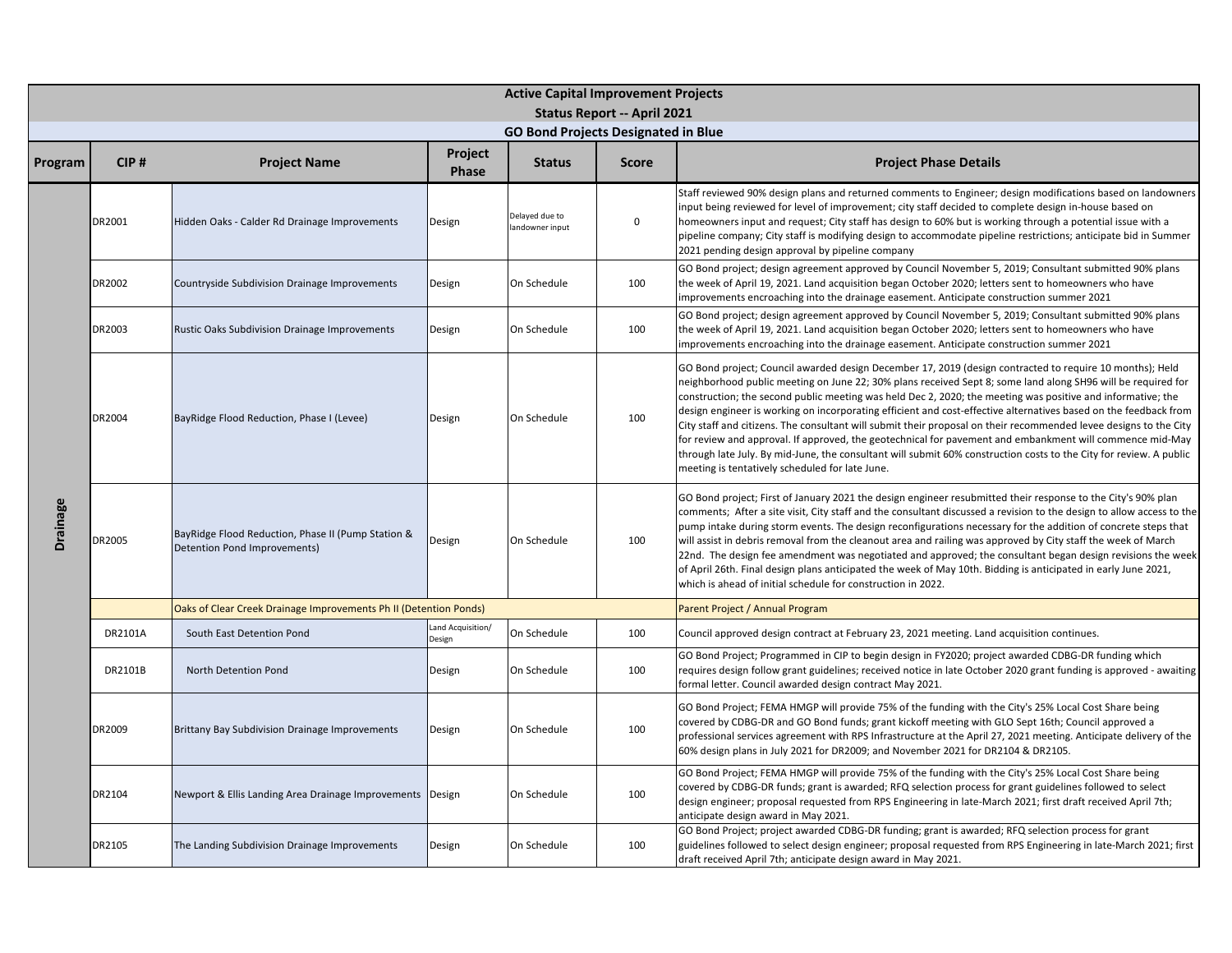# Active Capital Improvement Projects

## Status Report -- April 2021

### GO Bond Projects Designated in Blue

| Program | CIP # | Project Name | Project Phase | Status | Score | Project Phase Details |
|---|---|---|---|---|---|---|
| Drainage | DR2001 | Hidden Oaks - Calder Rd Drainage Improvements | Design | Delayed due to landowner input | 0 | Staff reviewed 90% design plans and returned comments to Engineer; design modifications based on landowners input being reviewed for level of improvement; city staff decided to complete design in-house based on homeowners input and request; City staff has design to 60% but is working through a potential issue with a pipeline company; City staff is modifying design to accommodate pipeline restrictions; anticipate bid in Summer 2021 pending design approval by pipeline company |
| | DR2002 | Countryside Subdivision Drainage Improvements | Design | On Schedule | 100 | GO Bond project; design agreement approved by Council November 5, 2019; Consultant submitted 90% plans the week of April 19, 2021. Land acquisition began October 2020; letters sent to homeowners who have improvements encroaching into the drainage easement. Anticipate construction summer 2021 |
| | DR2003 | Rustic Oaks Subdivision Drainage Improvements | Design | On Schedule | 100 | GO Bond project; design agreement approved by Council November 5, 2019; Consultant submitted 90% plans the week of April 19, 2021. Land acquisition began October 2020; letters sent to homeowners who have improvements encroaching into the drainage easement. Anticipate construction summer 2021 |
| | DR2004 | BayRidge Flood Reduction, Phase I (Levee) | Design | On Schedule | 100 | GO Bond project; Council awarded design December 17, 2019 (design contracted to require 10 months); Held neighborhood public meeting on June 22; 30% plans received Sept 8; some land along SH96 will be required for construction; the second public meeting was held Dec 2, 2020; the meeting was positive and informative; the design engineer is working on incorporating efficient and cost-effective alternatives based on the feedback from City staff and citizens. The consultant will submit their proposal on their recommended levee designs to the City for review and approval. If approved, the geotechnical for pavement and embankment will commence mid-May through late July. By mid-June, the consultant will submit 60% construction costs to the City for review. A public meeting is tentatively scheduled for late June. |
| | DR2005 | BayRidge Flood Reduction, Phase II (Pump Station & Detention Pond Improvements) | Design | On Schedule | 100 | GO Bond project; First of January 2021 the design engineer resubmitted their response to the City's 90% plan comments; After a site visit, City staff and the consultant discussed a revision to the design to allow access to the pump intake during storm events. The design reconfigurations necessary for the addition of concrete steps that will assist in debris removal from the cleanout area and railing was approved by City staff the week of March 22nd. The design fee amendment was negotiated and approved; the consultant began design revisions the week of April 26th. Final design plans anticipated the week of May 10th. Bidding is anticipated in early June 2021, which is ahead of initial schedule for construction in 2022. |
| | | Oaks of Clear Creek Drainage Improvements Ph II (Detention Ponds) | | | | Parent Project / Annual Program |
| | DR2101A | South East Detention Pond | Land Acquisition/ Design | On Schedule | 100 | Council approved design contract at February 23, 2021 meeting. Land acquisition continues. |
| | DR2101B | North Detention Pond | Design | On Schedule | 100 | GO Bond Project; Programmed in CIP to begin design in FY2020; project awarded CDBG-DR funding which requires design follow grant guidelines; received notice in late October 2020 grant funding is approved - awaiting formal letter. Council awarded design contract May 2021. |
| | DR2009 | Brittany Bay Subdivision Drainage Improvements | Design | On Schedule | 100 | GO Bond Project; FEMA HMGP will provide 75% of the funding with the City's 25% Local Cost Share being covered by CDBG-DR and GO Bond funds; grant kickoff meeting with GLO Sept 16th; Council approved a professional services agreement with RPS Infrastructure at the April 27, 2021 meeting. Anticipate delivery of the 60% design plans in July 2021 for DR2009; and November 2021 for DR2104 & DR2105. |
| | DR2104 | Newport & Ellis Landing Area Drainage Improvements | Design | On Schedule | 100 | GO Bond Project; FEMA HMGP will provide 75% of the funding with the City's 25% Local Cost Share being covered by CDBG-DR funds; grant is awarded; RFQ selection process for grant guidelines followed to select design engineer; proposal requested from RPS Engineering in late-March 2021; first draft received April 7th; anticipate design award in May 2021. |
| | DR2105 | The Landing Subdivision Drainage Improvements | Design | On Schedule | 100 | GO Bond Project; project awarded CDBG-DR funding; grant is awarded; RFQ selection process for grant guidelines followed to select design engineer; proposal requested from RPS Engineering in late-March 2021; first draft received April 7th; anticipate design award in May 2021. |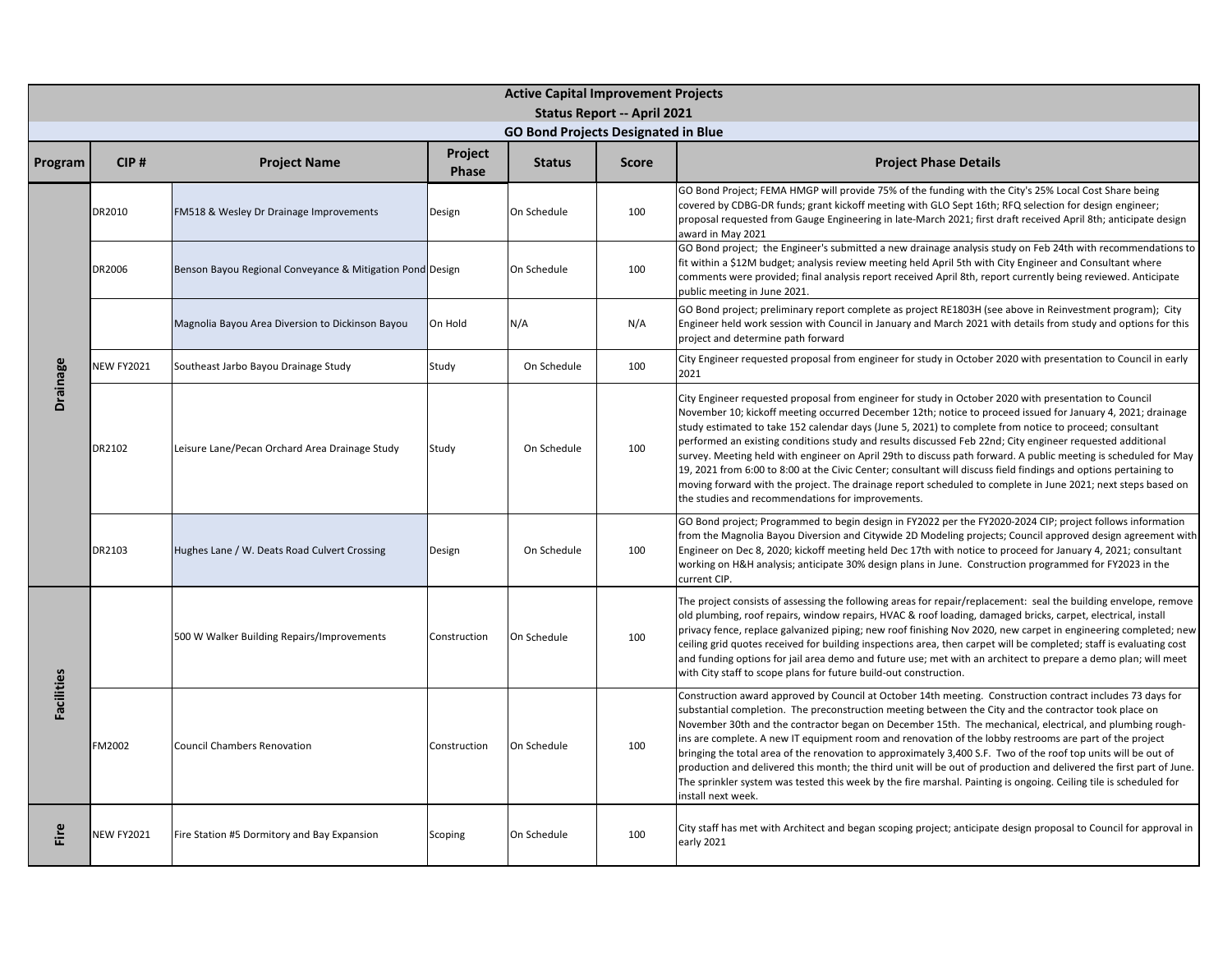# Active Capital Improvement Projects

## Status Report -- April 2021

### GO Bond Projects Designated in Blue

| Program | CIP # | Project Name | Project Phase | Status | Score | Project Phase Details |
|---|---|---|---|---|---|---|
| Drainage | DR2010 | FM518 & Wesley Dr Drainage Improvements | Design | On Schedule | 100 | GO Bond Project; FEMA HMGP will provide 75% of the funding with the City's 25% Local Cost Share being covered by CDBG-DR funds; grant kickoff meeting with GLO Sept 16th; RFQ selection for design engineer; proposal requested from Gauge Engineering in late-March 2021; first draft received April 8th; anticipate design award in May 2021 |
| | DR2006 | Benson Bayou Regional Conveyance & Mitigation Pond | Design | On Schedule | 100 | GO Bond project; the Engineer's submitted a new drainage analysis study on Feb 24th with recommendations to fit within a $12M budget; analysis review meeting held April 5th with City Engineer and Consultant where comments were provided; final analysis report received April 8th, report currently being reviewed. Anticipate public meeting in June 2021. |
| | | Magnolia Bayou Area Diversion to Dickinson Bayou | On Hold | N/A | N/A | GO Bond project; preliminary report complete as project RE1803H (see above in Reinvestment program); City Engineer held work session with Council in January and March 2021 with details from study and options for this project and determine path forward |
| | NEW FY2021 | Southeast Jarbo Bayou Drainage Study | Study | On Schedule | 100 | City Engineer requested proposal from engineer for study in October 2020 with presentation to Council in early 2021 |
| | DR2102 | Leisure Lane/Pecan Orchard Area Drainage Study | Study | On Schedule | 100 | City Engineer requested proposal from engineer for study in October 2020 with presentation to Council November 10; kickoff meeting occurred December 12th; notice to proceed issued for January 4, 2021; drainage study estimated to take 152 calendar days (June 5, 2021) to complete from notice to proceed; consultant performed an existing conditions study and results discussed Feb 22nd; City engineer requested additional survey. Meeting held with engineer on April 29th to discuss path forward. A public meeting is scheduled for May 19, 2021 from 6:00 to 8:00 at the Civic Center; consultant will discuss field findings and options pertaining to moving forward with the project. The drainage report scheduled to complete in June 2021; next steps based on the studies and recommendations for improvements. |
| | DR2103 | Hughes Lane / W. Deats Road Culvert Crossing | Design | On Schedule | 100 | GO Bond project; Programmed to begin design in FY2022 per the FY2020-2024 CIP; project follows information from the Magnolia Bayou Diversion and Citywide 2D Modeling projects; Council approved design agreement with Engineer on Dec 8, 2020; kickoff meeting held Dec 17th with notice to proceed for January 4, 2021; consultant working on H&H analysis; anticipate 30% design plans in June. Construction programmed for FY2023 in the current CIP. |
| Facilities | | 500 W Walker Building Repairs/Improvements | Construction | On Schedule | 100 | The project consists of assessing the following areas for repair/replacement: seal the building envelope, remove old plumbing, roof repairs, window repairs, HVAC & roof loading, damaged bricks, carpet, electrical, install privacy fence, replace galvanized piping; new roof finishing Nov 2020, new carpet in engineering completed; new ceiling grid quotes received for building inspections area, then carpet will be completed; staff is evaluating cost and funding options for jail area demo and future use; met with an architect to prepare a demo plan; will meet with City staff to scope plans for future build-out construction. |
| | FM2002 | Council Chambers Renovation | Construction | On Schedule | 100 | Construction award approved by Council at October 14th meeting. Construction contract includes 73 days for substantial completion. The preconstruction meeting between the City and the contractor took place on November 30th and the contractor began on December 15th. The mechanical, electrical, and plumbing rough-ins are complete. A new IT equipment room and renovation of the lobby restrooms are part of the project bringing the total area of the renovation to approximately 3,400 S.F. Two of the roof top units will be out of production and delivered this month; the third unit will be out of production and delivered the first part of June. The sprinkler system was tested this week by the fire marshal. Painting is ongoing. Ceiling tile is scheduled for install next week. |
| Fire | NEW FY2021 | Fire Station #5 Dormitory and Bay Expansion | Scoping | On Schedule | 100 | City staff has met with Architect and began scoping project; anticipate design proposal to Council for approval in early 2021 |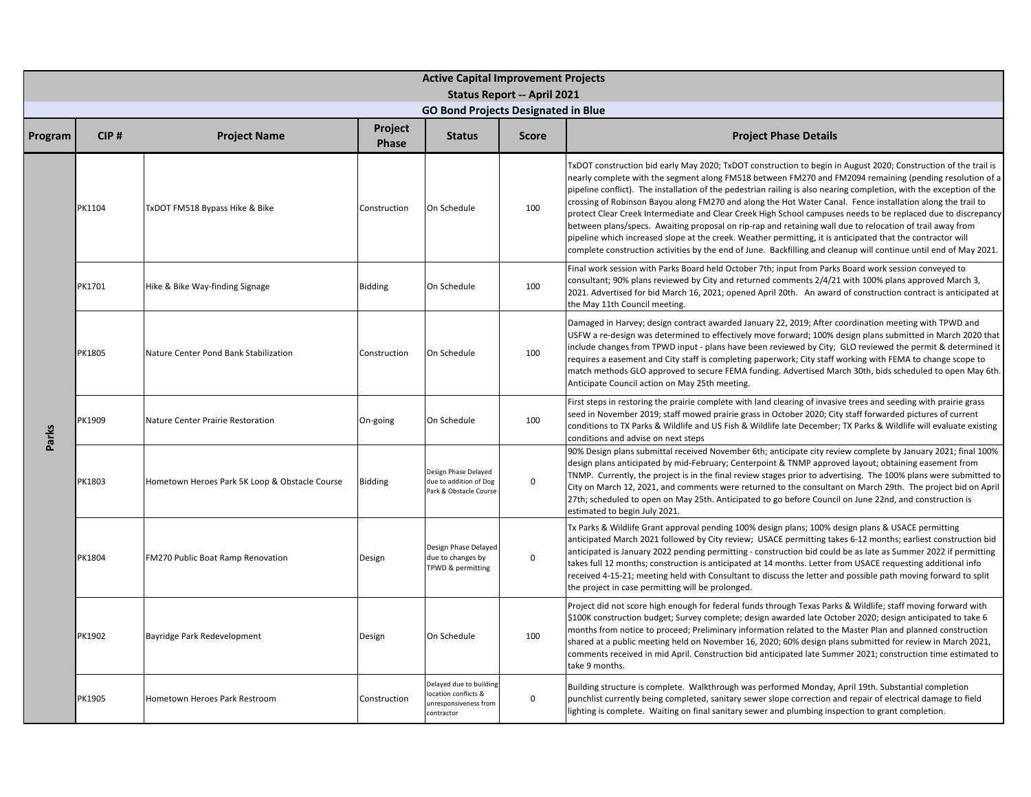# Active Capital Improvement Projects

## Status Report -- April 2021

### GO Bond Projects Designated in Blue

| Program | CIP # | Project Name | Project Phase | Status | Score | Project Phase Details |
|---|---|---|---|---|---|---|
| Parks | PK1104 | TxDOT FM518 Bypass Hike & Bike | Construction | On Schedule | 100 | TxDOT construction bid early May 2020; TxDOT construction to begin in August 2020; Construction of the trail is nearly complete with the segment along FM518 between FM270 and FM2094 remaining (pending resolution of a pipeline conflict). The installation of the pedestrian railing is also nearing completion, with the exception of the crossing of Robinson Bayou along FM270 and along the Hot Water Canal. Fence installation along the trail to protect Clear Creek Intermediate and Clear Creek High School campuses needs to be replaced due to discrepancy between plans/specs. Awaiting proposal on rip-rap and retaining wall due to relocation of trail away from pipeline which increased slope at the creek. Weather permitting, it is anticipated that the contractor will complete construction activities by the end of June. Backfilling and cleanup will continue until end of May 2021. |
| Parks | PK1701 | Hike & Bike Way-finding Signage | Bidding | On Schedule | 100 | Final work session with Parks Board held October 7th; input from Parks Board work session conveyed to consultant; 90% plans reviewed by City and returned comments 2/4/21 with 100% plans approved March 3, 2021. Advertised for bid March 16, 2021; opened April 20th. An award of construction contract is anticipated at the May 11th Council meeting. |
| Parks | PK1805 | Nature Center Pond Bank Stabilization | Construction | On Schedule | 100 | Damaged in Harvey; design contract awarded January 22, 2019; After coordination meeting with TPWD and USFW a re-design was determined to effectively move forward; 100% design plans submitted in March 2020 that include changes from TPWD input - plans have been reviewed by City; GLO reviewed the permit & determined it requires a easement and City staff is completing paperwork; City staff working with FEMA to change scope to match methods GLO approved to secure FEMA funding. Advertised March 30th, bids scheduled to open May 6th. Anticipate Council action on May 25th meeting. |
| Parks | PK1909 | Nature Center Prairie Restoration | On-going | On Schedule | 100 | First steps in restoring the prairie complete with land clearing of invasive trees and seeding with prairie grass seed in November 2019; staff mowed prairie grass in October 2020; City staff forwarded pictures of current conditions to TX Parks & Wildlife and US Fish & Wildlife late December; TX Parks & Wildlife will evaluate existing conditions and advise on next steps |
| Parks | PK1803 | Hometown Heroes Park 5K Loop & Obstacle Course | Bidding | Design Phase Delayed due to addition of Dog Park & Obstacle Course | 0 | 90% Design plans submittal received November 6th; anticipate city review complete by January 2021; final 100% design plans anticipated by mid-February; Centerpoint & TNMP approved layout; obtaining easement from TNMP. Currently, the project is in the final review stages prior to advertising. The 100% plans were submitted to City on March 12, 2021, and comments were returned to the consultant on March 29th. The project bid on April 27th; scheduled to open on May 25th. Anticipated to go before Council on June 22nd, and construction is estimated to begin July 2021. |
| Parks | PK1804 | FM270 Public Boat Ramp Renovation | Design | Design Phase Delayed due to changes by TPWD & permitting | 0 | Tx Parks & Wildlife Grant approval pending 100% design plans; 100% design plans & USACE permitting anticipated March 2021 followed by City review; USACE permitting takes 6-12 months; earliest construction bid anticipated is January 2022 pending permitting - construction bid could be as late as Summer 2022 if permitting takes full 12 months; construction is anticipated at 14 months. Letter from USACE requesting additional info received 4-15-21; meeting held with Consultant to discuss the letter and possible path moving forward to split the project in case permitting will be prolonged. |
| Parks | PK1902 | Bayridge Park Redevelopment | Design | On Schedule | 100 | Project did not score high enough for federal funds through Texas Parks & Wildlife; staff moving forward with $100K construction budget; Survey complete; design awarded late October 2020; design anticipated to take 6 months from notice to proceed; Preliminary information related to the Master Plan and planned construction shared at a public meeting held on November 16, 2020; 60% design plans submitted for review in March 2021, comments received in mid April. Construction bid anticipated late Summer 2021; construction time estimated to take 9 months. |
| Parks | PK1905 | Hometown Heroes Park Restroom | Construction | Delayed due to building location conflicts & unresponsiveness from contractor | 0 | Building structure is complete. Walkthrough was performed Monday, April 19th. Substantial completion punchlist currently being completed, sanitary sewer slope correction and repair of electrical damage to field lighting is complete. Waiting on final sanitary sewer and plumbing inspection to grant completion. |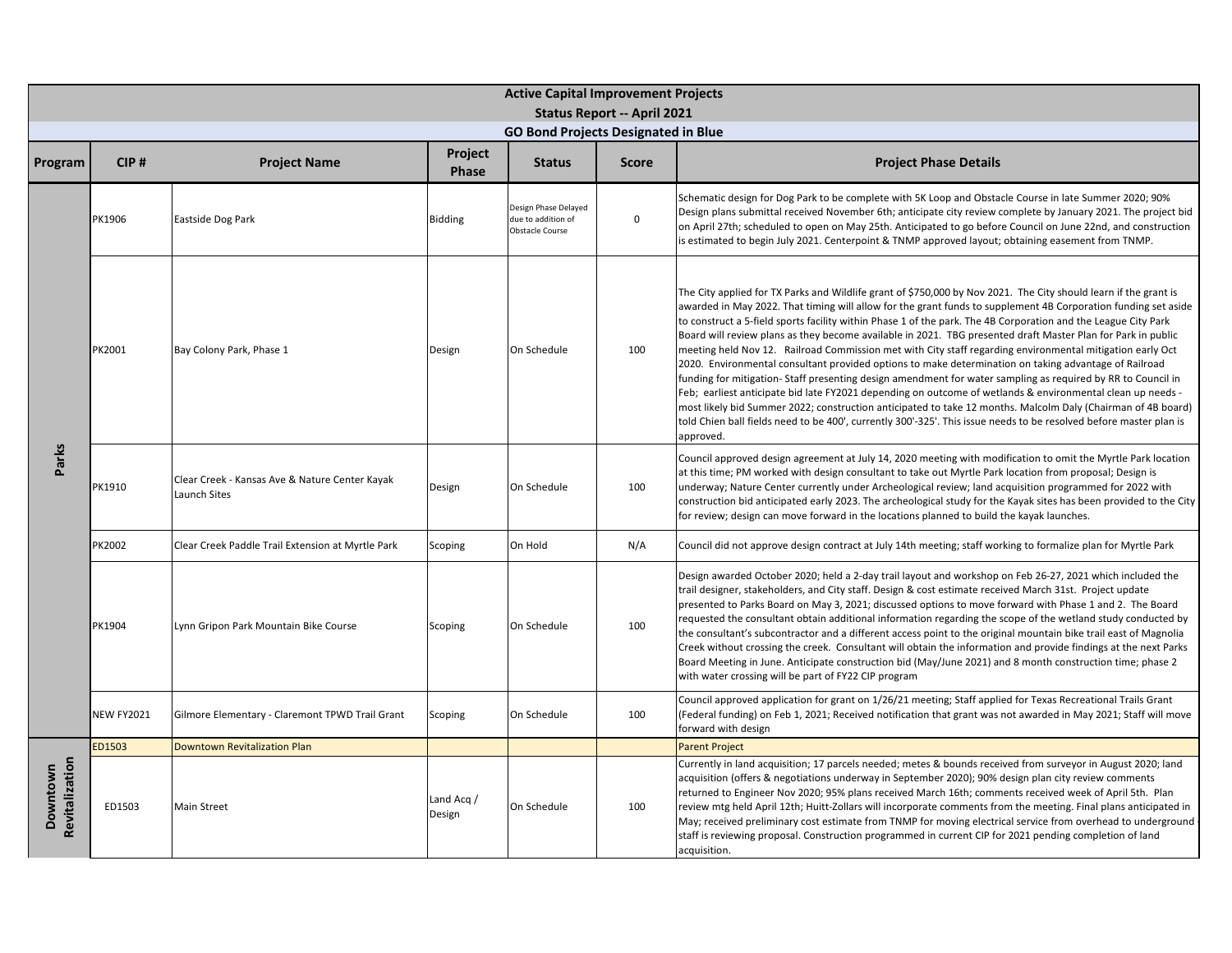## Active Capital Improvement Projects

### Status Report -- April 2021

**GO Bond Projects Designated in Blue**

| Program | CIP # | Project Name | Project Phase | Status | Score | Project Phase Details |
|---|---|---|---|---|---|---|
| Parks | PK1906 | Eastside Dog Park | Bidding | Design Phase Delayed due to addition of Obstacle Course | 0 | Schematic design for Dog Park to be complete with 5K Loop and Obstacle Course in late Summer 2020; 90% Design plans submittal received November 6th; anticipate city review complete by January 2021. The project bid on April 27th; scheduled to open on May 25th. Anticipated to go before Council on June 22nd, and construction is estimated to begin July 2021. Centerpoint & TNMP approved layout; obtaining easement from TNMP. |
| Parks | PK2001 | Bay Colony Park, Phase 1 | Design | On Schedule | 100 | The City applied for TX Parks and Wildlife grant of $750,000 by Nov 2021. The City should learn if the grant is awarded in May 2022. That timing will allow for the grant funds to supplement 4B Corporation funding set aside to construct a 5-field sports facility within Phase 1 of the park. The 4B Corporation and the League City Park Board will review plans as they become available in 2021. TBG presented draft Master Plan for Park in public meeting held Nov 12. Railroad Commission met with City staff regarding environmental mitigation early Oct 2020. Environmental consultant provided options to make determination on taking advantage of Railroad funding for mitigation- Staff presenting design amendment for water sampling as required by RR to Council in Feb; earliest anticipate bid late FY2021 depending on outcome of wetlands & environmental clean up needs - most likely bid Summer 2022; construction anticipated to take 12 months. Malcolm Daly (Chairman of 4B board) told Chien ball fields need to be 400', currently 300'-325'. This issue needs to be resolved before master plan is approved. |
| Parks | PK1910 | Clear Creek - Kansas Ave & Nature Center Kayak Launch Sites | Design | On Schedule | 100 | Council approved design agreement at July 14, 2020 meeting with modification to omit the Myrtle Park location at this time; PM worked with design consultant to take out Myrtle Park location from proposal; Design is underway; Nature Center currently under Archeological review; land acquisition programmed for 2022 with construction bid anticipated early 2023. The archeological study for the Kayak sites has been provided to the City for review; design can move forward in the locations planned to build the kayak launches. |
| Parks | PK2002 | Clear Creek Paddle Trail Extension at Myrtle Park | Scoping | On Hold | N/A | Council did not approve design contract at July 14th meeting; staff working to formalize plan for Myrtle Park |
| Parks | PK1904 | Lynn Gripon Park Mountain Bike Course | Scoping | On Schedule | 100 | Design awarded October 2020; held a 2-day trail layout and workshop on Feb 26-27, 2021 which included the trail designer, stakeholders, and City staff. Design & cost estimate received March 31st. Project update presented to Parks Board on May 3, 2021; discussed options to move forward with Phase 1 and 2. The Board requested the consultant obtain additional information regarding the scope of the wetland study conducted by the consultant's subcontractor and a different access point to the original mountain bike trail east of Magnolia Creek without crossing the creek. Consultant will obtain the information and provide findings at the next Parks Board Meeting in June. Anticipate construction bid (May/June 2021) and 8 month construction time; phase 2 with water crossing will be part of FY22 CIP program |
| Parks | NEW FY2021 | Gilmore Elementary - Claremont TPWD Trail Grant | Scoping | On Schedule | 100 | Council approved application for grant on 1/26/21 meeting; Staff applied for Texas Recreational Trails Grant (Federal funding) on Feb 1, 2021; Received notification that grant was not awarded in May 2021; Staff will move forward with design |
| Downtown Revitalization | ED1503 | Downtown Revitalization Plan | | | | Parent Project |
| Downtown Revitalization | ED1503 | Main Street | Land Acq / Design | On Schedule | 100 | Currently in land acquisition; 17 parcels needed; metes & bounds received from surveyor in August 2020; land acquisition (offers & negotiations underway in September 2020); 90% design plan city review comments returned to Engineer Nov 2020; 95% plans received March 16th; comments received week of April 5th. Plan review mtg held April 12th; Huitt-Zollars will incorporate comments from the meeting. Final plans anticipated in May; received preliminary cost estimate from TNMP for moving electrical service from overhead to underground - staff is reviewing proposal. Construction programmed in current CIP for 2021 pending completion of land acquisition. |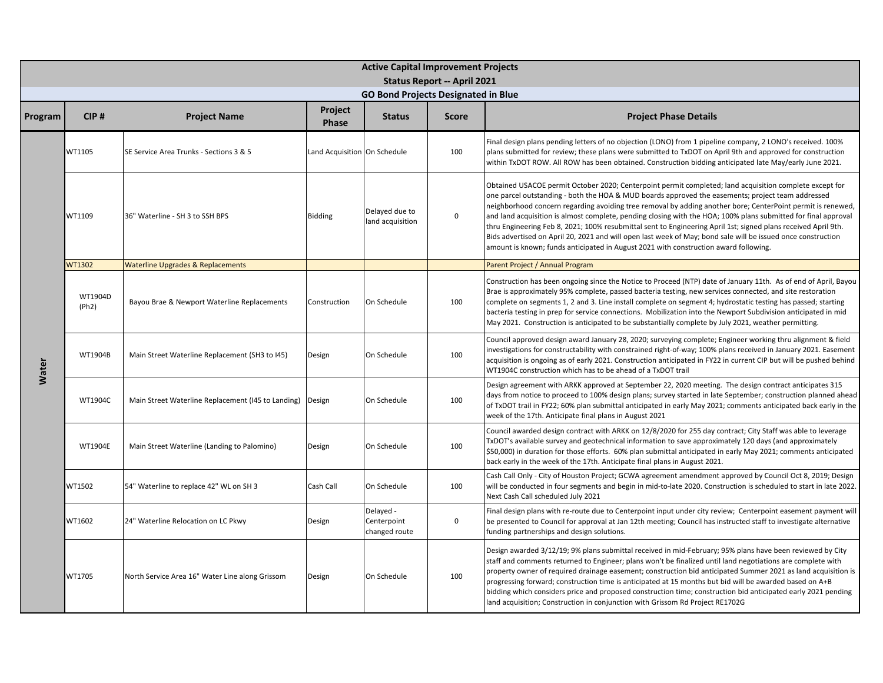# Active Capital Improvement Projects

## Status Report -- April 2021

### GO Bond Projects Designated in Blue

| Program | CIP # | Project Name | Project Phase | Status | Score | Project Phase Details |
|---|---|---|---|---|---|---|
| Water | WT1105 | SE Service Area Trunks - Sections 3 & 5 | Land Acquisition | On Schedule | 100 | Final design plans pending letters of no objection (LONO) from 1 pipeline company, 2 LONO's received. 100% plans submitted for review; these plans were submitted to TxDOT on April 9th and approved for construction within TxDOT ROW. All ROW has been obtained. Construction bidding anticipated late May/early June 2021. |
| | WT1109 | 36" Waterline - SH 3 to SSH BPS | Bidding | Delayed due to land acquisition | 0 | Obtained USACOE permit October 2020; Centerpoint permit completed; land acquisition complete except for one parcel outstanding - both the HOA & MUD boards approved the easements; project team addressed neighborhood concern regarding avoiding tree removal by adding another bore; CenterPoint permit is renewed, and land acquisition is almost complete, pending closing with the HOA; 100% plans submitted for final approval thru Engineering Feb 8, 2021; 100% resubmittal sent to Engineering April 1st; signed plans received April 9th. Bids advertised on April 20, 2021 and will open last week of May; bond sale will be issued once construction amount is known; funds anticipated in August 2021 with construction award following. |
| | WT1302 | Waterline Upgrades & Replacements | | | | Parent Project / Annual Program |
| | WT1904D (Ph2) | Bayou Brae & Newport Waterline Replacements | Construction | On Schedule | 100 | Construction has been ongoing since the Notice to Proceed (NTP) date of January 11th. As of end of April, Bayou Brae is approximately 95% complete, passed bacteria testing, new services connected, and site restoration complete on segments 1, 2 and 3. Line install complete on segment 4; hydrostatic testing has passed; starting bacteria testing in prep for service connections. Mobilization into the Newport Subdivision anticipated in mid May 2021. Construction is anticipated to be substantially complete by July 2021, weather permitting. |
| | WT1904B | Main Street Waterline Replacement (SH3 to I45) | Design | On Schedule | 100 | Council approved design award January 28, 2020; surveying complete; Engineer working thru alignment & field investigations for constructability with constrained right-of-way; 100% plans received in January 2021. Easement acquisition is ongoing as of early 2021. Construction anticipated in FY22 in current CIP but will be pushed behind WT1904C construction which has to be ahead of a TxDOT trail |
| | WT1904C | Main Street Waterline Replacement (I45 to Landing) | Design | On Schedule | 100 | Design agreement with ARKK approved at September 22, 2020 meeting. The design contract anticipates 315 days from notice to proceed to 100% design plans; survey started in late September; construction planned ahead of TxDOT trail in FY22; 60% plan submittal anticipated in early May 2021; comments anticipated back early in the week of the 17th. Anticipate final plans in August 2021 |
| | WT1904E | Main Street Waterline (Landing to Palomino) | Design | On Schedule | 100 | Council awarded design contract with ARKK on 12/8/2020 for 255 day contract; City Staff was able to leverage TxDOT's available survey and geotechnical information to save approximately 120 days (and approximately $50,000) in duration for those efforts. 60% plan submittal anticipated in early May 2021; comments anticipated back early in the week of the 17th. Anticipate final plans in August 2021. |
| | WT1502 | 54" Waterline to replace 42" WL on SH 3 | Cash Call | On Schedule | 100 | Cash Call Only - City of Houston Project; GCWA agreement amendment approved by Council Oct 8, 2019; Design will be conducted in four segments and begin in mid-to-late 2020. Construction is scheduled to start in late 2022. Next Cash Call scheduled July 2021 |
| | WT1602 | 24" Waterline Relocation on LC Pkwy | Design | Delayed - Centerpoint changed route | 0 | Final design plans with re-route due to Centerpoint input under city review; Centerpoint easement payment will be presented to Council for approval at Jan 12th meeting; Council has instructed staff to investigate alternative funding partnerships and design solutions. |
| | WT1705 | North Service Area 16" Water Line along Grissom | Design | On Schedule | 100 | Design awarded 3/12/19; 9% plans submittal received in mid-February; 95% plans have been reviewed by City staff and comments returned to Engineer; plans won't be finalized until land negotiations are complete with property owner of required drainage easement; construction bid anticipated Summer 2021 as land acquisition is progressing forward; construction time is anticipated at 15 months but bid will be awarded based on A+B bidding which considers price and proposed construction time; construction bid anticipated early 2021 pending land acquisition; Construction in conjunction with Grissom Rd Project RE1702G |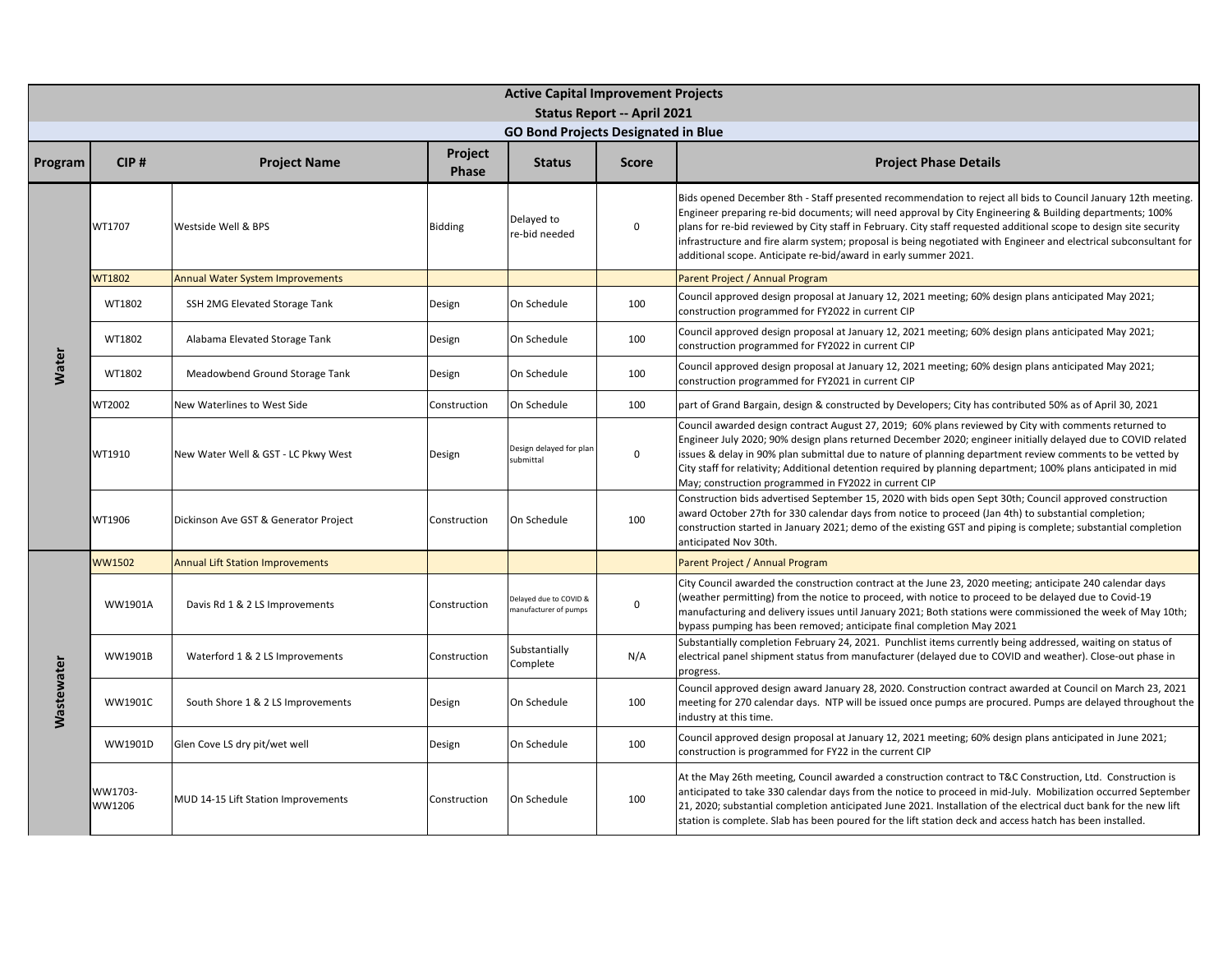| Active Capital Improvement Projects | | | | | | |
|---|---|---|---|---|---|---|
| Status Report -- April 2021 | | | | | | |
| GO Bond Projects Designated in Blue | | | | | | |
| **Program** | **CIP #** | **Project Name** | **Project Phase** | **Status** | **Score** | **Project Phase Details** |
| Water | WT1707 | Westside Well & BPS | Bidding | Delayed to re-bid needed | 0 | Bids opened December 8th - Staff presented recommendation to reject all bids to Council January 12th meeting. Engineer preparing re-bid documents; will need approval by City Engineering & Building departments; 100% plans for re-bid reviewed by City staff in February. City staff requested additional scope to design site security infrastructure and fire alarm system; proposal is being negotiated with Engineer and electrical subconsultant for additional scope. Anticipate re-bid/award in early summer 2021. |
| | WT1802 | Annual Water System Improvements | | | | Parent Project / Annual Program |
| | WT1802 | SSH 2MG Elevated Storage Tank | Design | On Schedule | 100 | Council approved design proposal at January 12, 2021 meeting; 60% design plans anticipated May 2021; construction programmed for FY2022 in current CIP |
| | WT1802 | Alabama Elevated Storage Tank | Design | On Schedule | 100 | Council approved design proposal at January 12, 2021 meeting; 60% design plans anticipated May 2021; construction programmed for FY2022 in current CIP |
| | WT1802 | Meadowbend Ground Storage Tank | Design | On Schedule | 100 | Council approved design proposal at January 12, 2021 meeting; 60% design plans anticipated May 2021; construction programmed for FY2021 in current CIP |
| | WT2002 | New Waterlines to West Side | Construction | On Schedule | 100 | part of Grand Bargain, design & constructed by Developers; City has contributed 50% as of April 30, 2021 |
| | WT1910 | New Water Well & GST - LC Pkwy West | Design | Design delayed for plan submittal | 0 | Council awarded design contract August 27, 2019; 60% plans reviewed by City with comments returned to Engineer July 2020; 90% design plans returned December 2020; engineer initially delayed due to COVID related issues & delay in 90% plan submittal due to nature of planning department review comments to be vetted by City staff for relativity; Additional detention required by planning department; 100% plans anticipated in mid May; construction programmed in FY2022 in current CIP |
| | WT1906 | Dickinson Ave GST & Generator Project | Construction | On Schedule | 100 | Construction bids advertised September 15, 2020 with bids open Sept 30th; Council approved construction award October 27th for 330 calendar days from notice to proceed (Jan 4th) to substantial completion; construction started in January 2021; demo of the existing GST and piping is complete; substantial completion anticipated Nov 30th. |
| Wastewater | WW1502 | Annual Lift Station Improvements | | | | Parent Project / Annual Program |
| | WW1901A | Davis Rd 1 & 2 LS Improvements | Construction | Delayed due to COVID & manufacturer of pumps | 0 | City Council awarded the construction contract at the June 23, 2020 meeting; anticipate 240 calendar days (weather permitting) from the notice to proceed, with notice to proceed to be delayed due to Covid-19 manufacturing and delivery issues until January 2021; Both stations were commissioned the week of May 10th; bypass pumping has been removed; anticipate final completion May 2021 |
| | WW1901B | Waterford 1 & 2 LS Improvements | Construction | Substantially Complete | N/A | Substantially completion February 24, 2021. Punchlist items currently being addressed, waiting on status of electrical panel shipment status from manufacturer (delayed due to COVID and weather). Close-out phase in progress. |
| | WW1901C | South Shore 1 & 2 LS Improvements | Design | On Schedule | 100 | Council approved design award January 28, 2020. Construction contract awarded at Council on March 23, 2021 meeting for 270 calendar days. NTP will be issued once pumps are procured. Pumps are delayed throughout the industry at this time. |
| | WW1901D | Glen Cove LS dry pit/wet well | Design | On Schedule | 100 | Council approved design proposal at January 12, 2021 meeting; 60% design plans anticipated in June 2021; construction is programmed for FY22 in the current CIP |
| | WW1703-WW1206 | MUD 14-15 Lift Station Improvements | Construction | On Schedule | 100 | At the May 26th meeting, Council awarded a construction contract to T&C Construction, Ltd. Construction is anticipated to take 330 calendar days from the notice to proceed in mid-July. Mobilization occurred September 21, 2020; substantial completion anticipated June 2021. Installation of the electrical duct bank for the new lift station is complete. Slab has been poured for the lift station deck and access hatch has been installed. |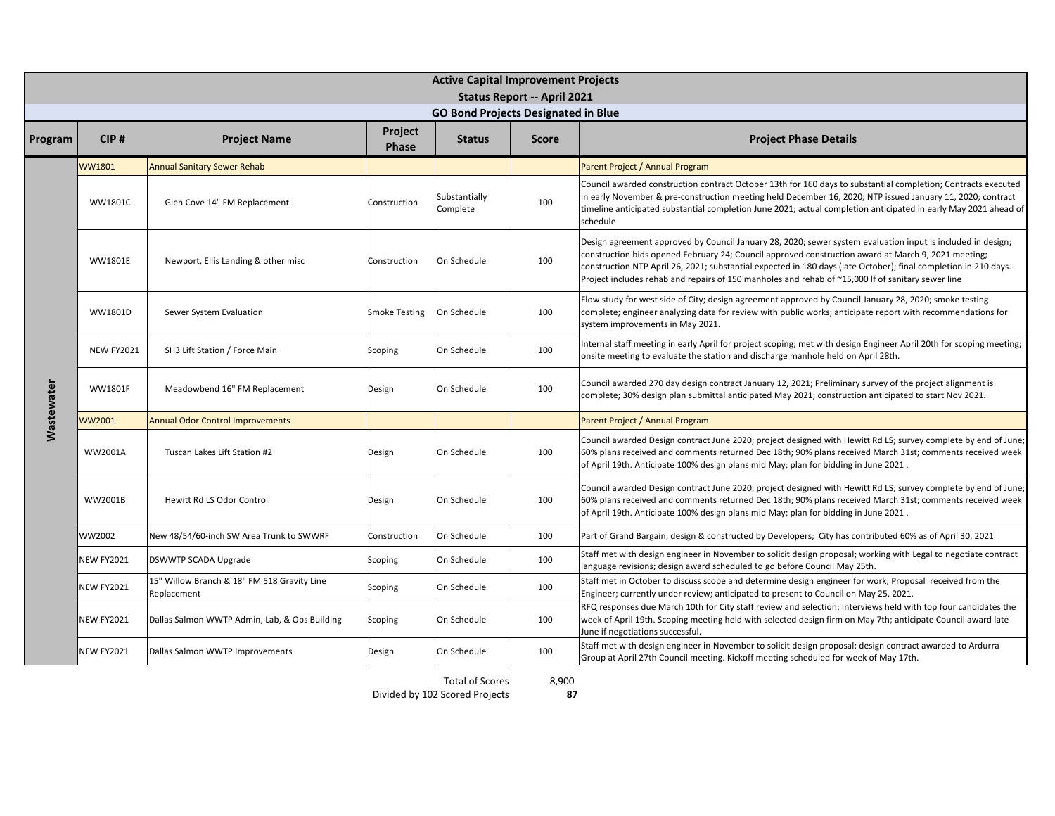# Active Capital Improvement Projects

## Status Report -- April 2021

### GO Bond Projects Designated in Blue

| Program | CIP # | Project Name | Project Phase | Status | Score | Project Phase Details |
|---|---|---|---|---|---|---|
| Wastewater | WW1801 | Annual Sanitary Sewer Rehab | | | | Parent Project / Annual Program |
| | WW1801C | Glen Cove 14" FM Replacement | Construction | Substantially Complete | 100 | Council awarded construction contract October 13th for 160 days to substantial completion; Contracts executed in early November & pre-construction meeting held December 16, 2020; NTP issued January 11, 2020; contract timeline anticipated substantial completion June 2021; actual completion anticipated in early May 2021 ahead of schedule |
| | WW1801E | Newport, Ellis Landing & other misc | Construction | On Schedule | 100 | Design agreement approved by Council January 28, 2020; sewer system evaluation input is included in design; construction bids opened February 24; Council approved construction award at March 9, 2021 meeting; construction NTP April 26, 2021; substantial expected in 180 days (late October); final completion in 210 days. Project includes rehab and repairs of 150 manholes and rehab of ~15,000 lf of sanitary sewer line |
| | WW1801D | Sewer System Evaluation | Smoke Testing | On Schedule | 100 | Flow study for west side of City; design agreement approved by Council January 28, 2020; smoke testing complete; engineer analyzing data for review with public works; anticipate report with recommendations for system improvements in May 2021. |
| | NEW FY2021 | SH3 Lift Station / Force Main | Scoping | On Schedule | 100 | Internal staff meeting in early April for project scoping; met with design Engineer April 20th for scoping meeting; onsite meeting to evaluate the station and discharge manhole held on April 28th. |
| | WW1801F | Meadowbend 16" FM Replacement | Design | On Schedule | 100 | Council awarded 270 day design contract January 12, 2021; Preliminary survey of the project alignment is complete; 30% design plan submittal anticipated May 2021; construction anticipated to start Nov 2021. |
| | WW2001 | Annual Odor Control Improvements | | | | Parent Project / Annual Program |
| | WW2001A | Tuscan Lakes Lift Station #2 | Design | On Schedule | 100 | Council awarded Design contract June 2020; project designed with Hewitt Rd LS; survey complete by end of June; 60% plans received and comments returned Dec 18th; 90% plans received March 31st; comments received week of April 19th. Anticipate 100% design plans mid May; plan for bidding in June 2021 . |
| | WW2001B | Hewitt Rd LS Odor Control | Design | On Schedule | 100 | Council awarded Design contract June 2020; project designed with Hewitt Rd LS; survey complete by end of June; 60% plans received and comments returned Dec 18th; 90% plans received March 31st; comments received week of April 19th. Anticipate 100% design plans mid May; plan for bidding in June 2021 . |
| | WW2002 | New 48/54/60-inch SW Area Trunk to SWWRF | Construction | On Schedule | 100 | Part of Grand Bargain, design & constructed by Developers; City has contributed 60% as of April 30, 2021 |
| | NEW FY2021 | DSWWTP SCADA Upgrade | Scoping | On Schedule | 100 | Staff met with design engineer in November to solicit design proposal; working with Legal to negotiate contract language revisions; design award scheduled to go before Council May 25th. |
| | NEW FY2021 | 15" Willow Branch & 18" FM 518 Gravity Line Replacement | Scoping | On Schedule | 100 | Staff met in October to discuss scope and determine design engineer for work; Proposal received from the Engineer; currently under review; anticipated to present to Council on May 25, 2021. |
| | NEW FY2021 | Dallas Salmon WWTP Admin, Lab, & Ops Building | Scoping | On Schedule | 100 | RFQ responses due March 10th for City staff review and selection; Interviews held with top four candidates the week of April 19th. Scoping meeting held with selected design firm on May 7th; anticipate Council award late June if negotiations successful. |
| | NEW FY2021 | Dallas Salmon WWTP Improvements | Design | On Schedule | 100 | Staff met with design engineer in November to solicit design proposal; design contract awarded to Ardurra Group at April 27th Council meeting. Kickoff meeting scheduled for week of May 17th. |

| | |
|---|---|
| Total of Scores | 8,900 |
| Divided by 102 Scored Projects | **87** |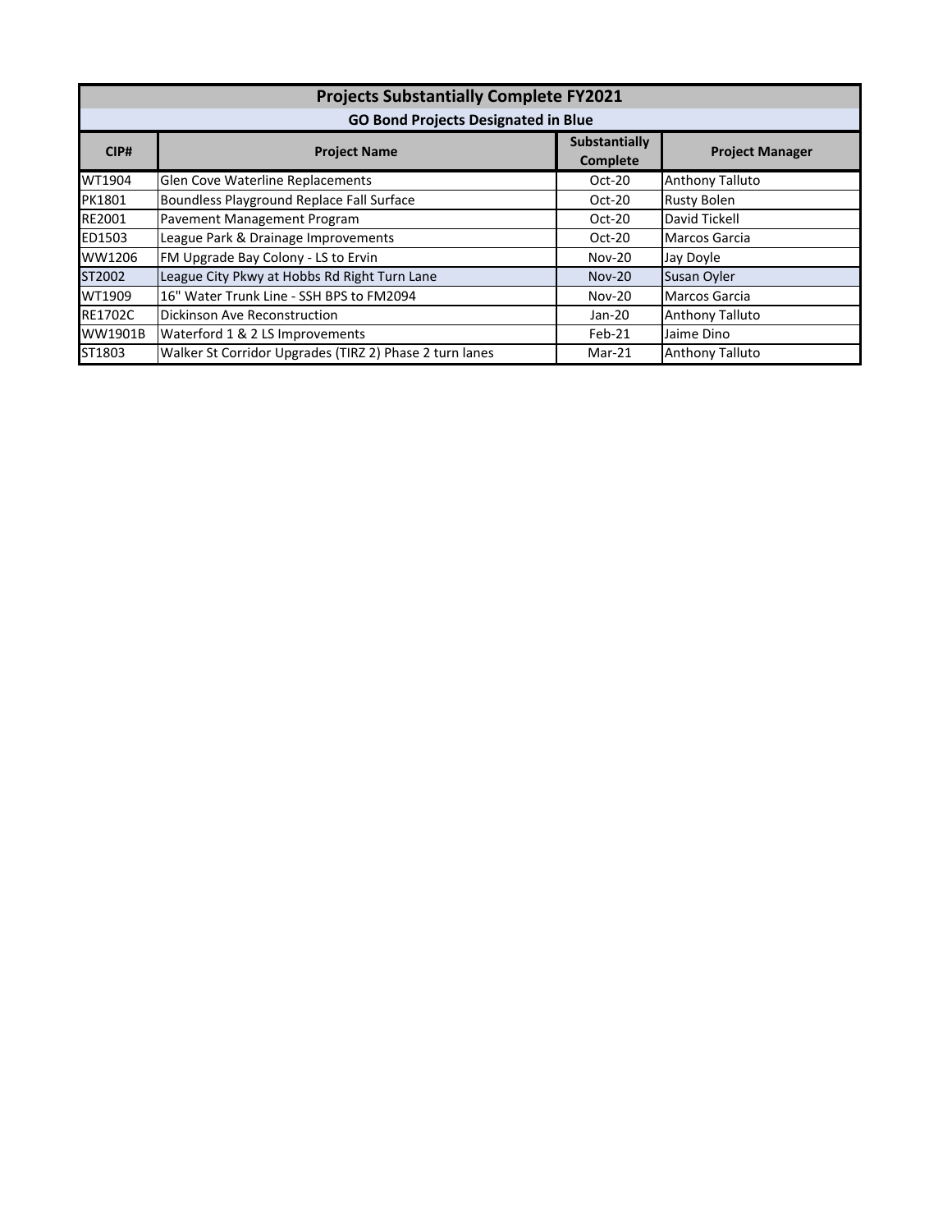| Projects Substantially Complete FY2021 | | | |
|---|---|---|---|
| GO Bond Projects Designated in Blue | | | |
| **CIP#** | **Project Name** | **Substantially Complete** | **Project Manager** |
| WT1904 | Glen Cove Waterline Replacements | Oct-20 | Anthony Talluto |
| PK1801 | Boundless Playground Replace Fall Surface | Oct-20 | Rusty Bolen |
| RE2001 | Pavement Management Program | Oct-20 | David Tickell |
| ED1503 | League Park & Drainage Improvements | Oct-20 | Marcos Garcia |
| WW1206 | FM Upgrade Bay Colony - LS to Ervin | Nov-20 | Jay Doyle |
| ST2002 | League City Pkwy at Hobbs Rd Right Turn Lane | Nov-20 | Susan Oyler |
| WT1909 | 16" Water Trunk Line - SSH BPS to FM2094 | Nov-20 | Marcos Garcia |
| RE1702C | Dickinson Ave Reconstruction | Jan-20 | Anthony Talluto |
| WW1901B | Waterford 1 & 2 LS Improvements | Feb-21 | Jaime Dino |
| ST1803 | Walker St Corridor Upgrades (TIRZ 2) Phase 2 turn lanes | Mar-21 | Anthony Talluto |